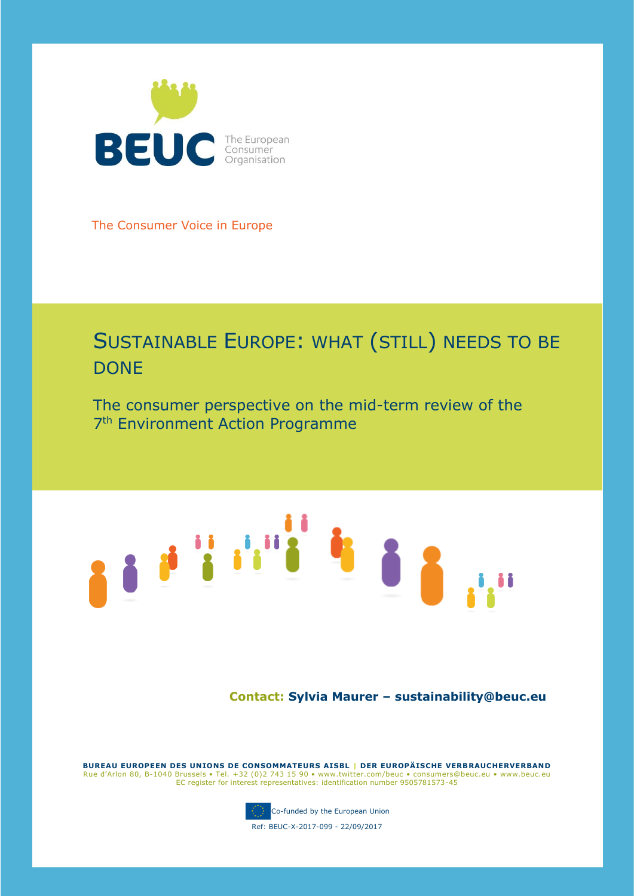BEUC The European Consumer Organisation

The Consumer Voice in Europe

# SUSTAINABLE EUROPE: WHAT (STILL) NEEDS TO BE DONE

## The consumer perspective on the mid-term review of the 7th Environment Action Programme

**Contact: Sylvia Maurer – sustainability@beuc.eu**

**BUREAU EUROPEEN DES UNIONS DE CONSOMMATEURS AISBL | DER EUROPÄISCHE VERBRAUCHERVERBAND**
Rue d'Arlon 80, B-1040 Brussels • Tel. +32 (0)2 743 15 90 • www.twitter.com/beuc • consumers@beuc.eu • www.beuc.eu
EC register for interest representatives: identification number 9505781573-45

Co-funded by the European Union

Ref: BEUC-X-2017-099 - 22/09/2017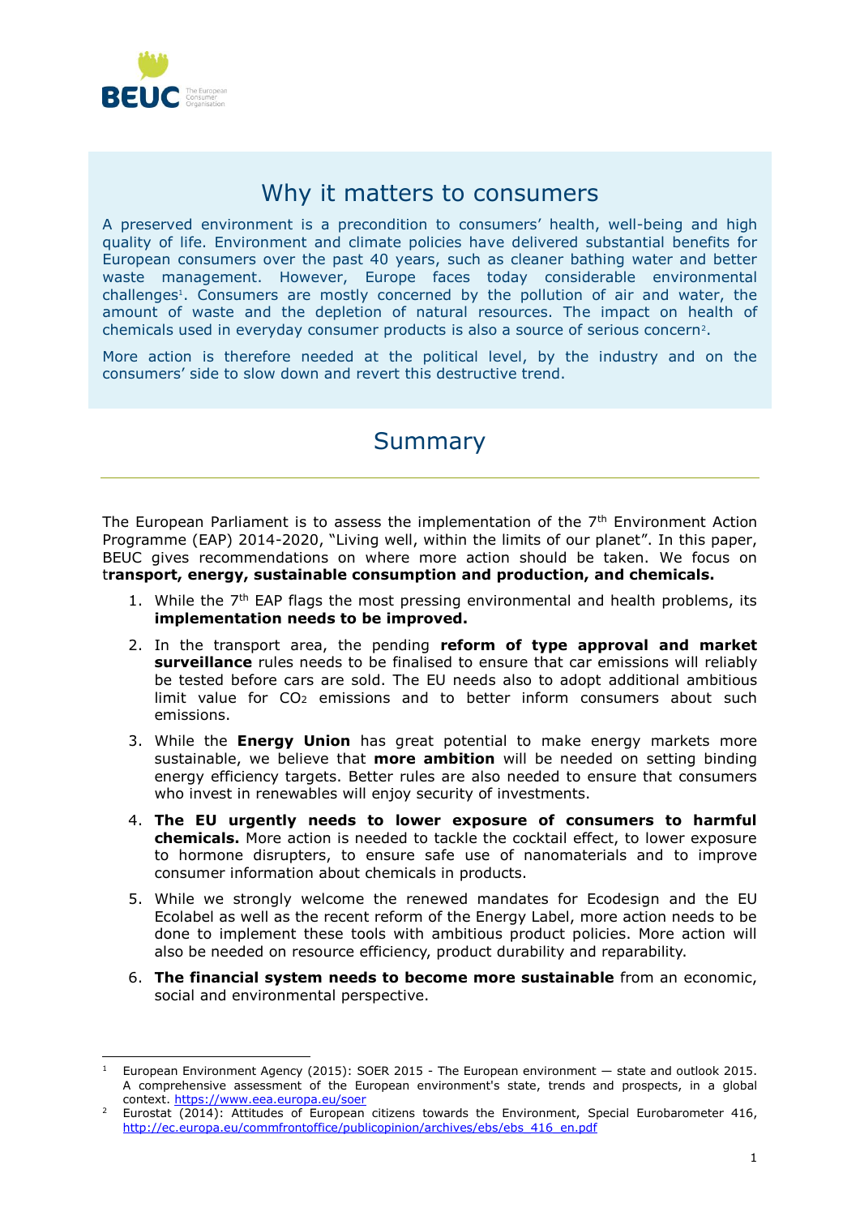## Why it matters to consumers

A preserved environment is a precondition to consumers' health, well-being and high quality of life. Environment and climate policies have delivered substantial benefits for European consumers over the past 40 years, such as cleaner bathing water and better waste management. However, Europe faces today considerable environmental challenges[1]. Consumers are mostly concerned by the pollution of air and water, the amount of waste and the depletion of natural resources. The impact on health of chemicals used in everyday consumer products is also a source of serious concern[2].

More action is therefore needed at the political level, by the industry and on the consumers' side to slow down and revert this destructive trend.

## Summary

The European Parliament is to assess the implementation of the 7th Environment Action Programme (EAP) 2014-2020, "Living well, within the limits of our planet". In this paper, BEUC gives recommendations on where more action should be taken. We focus on t**ransport, energy, sustainable consumption and production, and chemicals.**

1. While the 7th EAP flags the most pressing environmental and health problems, its **implementation needs to be improved.**
2. In the transport area, the pending **reform of type approval and market surveillance** rules needs to be finalised to ensure that car emissions will reliably be tested before cars are sold. The EU needs also to adopt additional ambitious limit value for $CO_2$ emissions and to better inform consumers about such emissions.
3. While the **Energy Union** has great potential to make energy markets more sustainable, we believe that **more ambition** will be needed on setting binding energy efficiency targets. Better rules are also needed to ensure that consumers who invest in renewables will enjoy security of investments.
4. **The EU urgently needs to lower exposure of consumers to harmful chemicals.** More action is needed to tackle the cocktail effect, to lower exposure to hormone disrupters, to ensure safe use of nanomaterials and to improve consumer information about chemicals in products.
5. While we strongly welcome the renewed mandates for Ecodesign and the EU Ecolabel as well as the recent reform of the Energy Label, more action needs to be done to implement these tools with ambitious product policies. More action will also be needed on resource efficiency, product durability and reparability.
6. **The financial system needs to become more sustainable** from an economic, social and environmental perspective.

---

[1] European Environment Agency (2015): SOER 2015 - The European environment — state and outlook 2015. A comprehensive assessment of the European environment's state, trends and prospects, in a global context. https://www.eea.europa.eu/soer

[2] Eurostat (2014): Attitudes of European citizens towards the Environment, Special Eurobarometer 416, http://ec.europa.eu/commfrontoffice/publicopinion/archives/ebs/ebs_416_en.pdf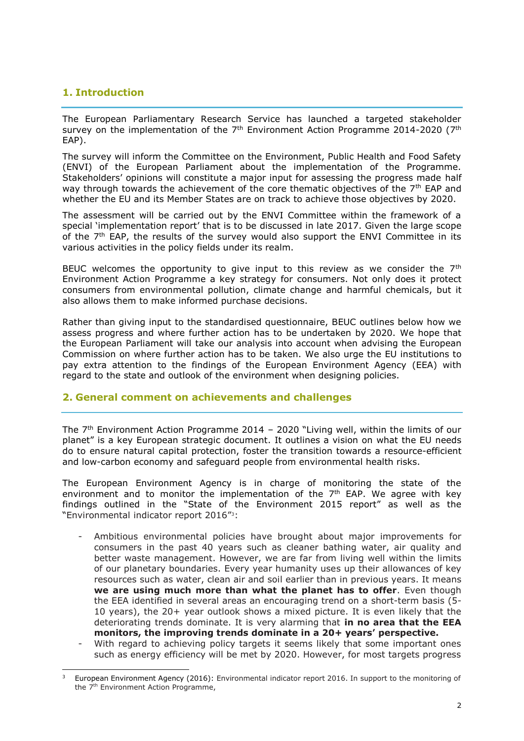## 1. Introduction

The European Parliamentary Research Service has launched a targeted stakeholder survey on the implementation of the 7th Environment Action Programme 2014-2020 (7th EAP).

The survey will inform the Committee on the Environment, Public Health and Food Safety (ENVI) of the European Parliament about the implementation of the Programme. Stakeholders' opinions will constitute a major input for assessing the progress made half way through towards the achievement of the core thematic objectives of the 7th EAP and whether the EU and its Member States are on track to achieve those objectives by 2020.

The assessment will be carried out by the ENVI Committee within the framework of a special 'implementation report' that is to be discussed in late 2017. Given the large scope of the 7th EAP, the results of the survey would also support the ENVI Committee in its various activities in the policy fields under its realm.

BEUC welcomes the opportunity to give input to this review as we consider the 7th Environment Action Programme a key strategy for consumers. Not only does it protect consumers from environmental pollution, climate change and harmful chemicals, but it also allows them to make informed purchase decisions.

Rather than giving input to the standardised questionnaire, BEUC outlines below how we assess progress and where further action has to be undertaken by 2020. We hope that the European Parliament will take our analysis into account when advising the European Commission on where further action has to be taken. We also urge the EU institutions to pay extra attention to the findings of the European Environment Agency (EEA) with regard to the state and outlook of the environment when designing policies.

## 2. General comment on achievements and challenges

The 7th Environment Action Programme 2014 – 2020 "Living well, within the limits of our planet" is a key European strategic document. It outlines a vision on what the EU needs do to ensure natural capital protection, foster the transition towards a resource-efficient and low-carbon economy and safeguard people from environmental health risks.

The European Environment Agency is in charge of monitoring the state of the environment and to monitor the implementation of the 7th EAP. We agree with key findings outlined in the "State of the Environment 2015 report" as well as the "Environmental indicator report 2016"[3]:

- Ambitious environmental policies have brought about major improvements for consumers in the past 40 years such as cleaner bathing water, air quality and better waste management. However, we are far from living well within the limits of our planetary boundaries. Every year humanity uses up their allowances of key resources such as water, clean air and soil earlier than in previous years. It means **we are using much more than what the planet has to offer**. Even though the EEA identified in several areas an encouraging trend on a short-term basis (5-10 years), the 20+ year outlook shows a mixed picture. It is even likely that the deteriorating trends dominate. It is very alarming that **in no area that the EEA monitors, the improving trends dominate in a 20+ years' perspective.**
- With regard to achieving policy targets it seems likely that some important ones such as energy efficiency will be met by 2020. However, for most targets progress

[3] European Environment Agency (2016): Environmental indicator report 2016. In support to the monitoring of the 7th Environment Action Programme,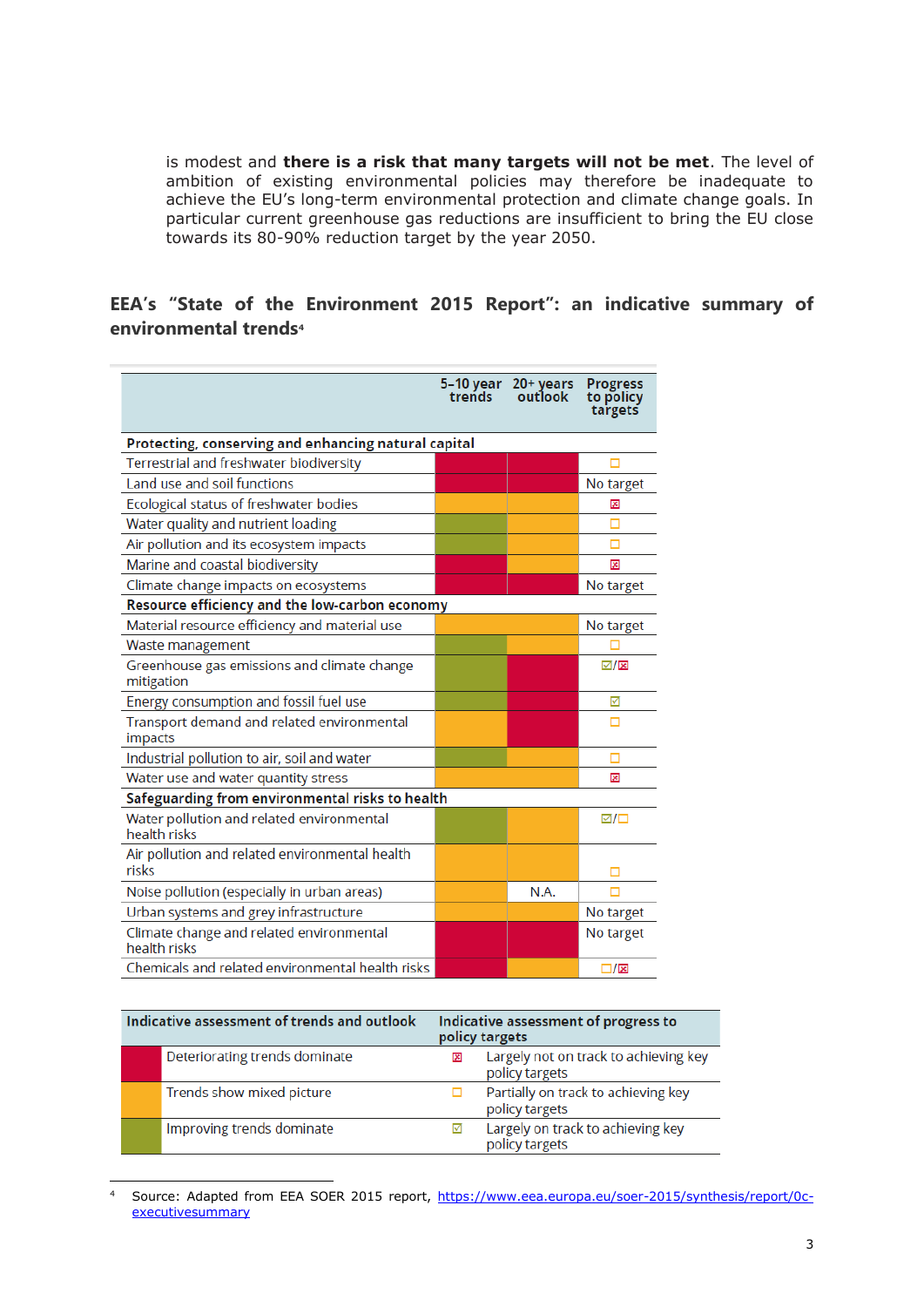is modest and **there is a risk that many targets will not be met**. The level of ambition of existing environmental policies may therefore be inadequate to achieve the EU's long-term environmental protection and climate change goals. In particular current greenhouse gas reductions are insufficient to bring the EU close towards its 80-90% reduction target by the year 2050.

## EEA's "State of the Environment 2015 Report": an indicative summary of environmental trends[4]

| | 5–10 year trends | 20+ years outlook | Progress to policy targets |
|---|---|---|---|
| **Protecting, conserving and enhancing natural capital** | | | |
| Terrestrial and freshwater biodiversity | Deteriorating | Deteriorating | Partially on track |
| Land use and soil functions | Deteriorating | Deteriorating | No target |
| Ecological status of freshwater bodies | Mixed | Mixed | Largely not on track |
| Water quality and nutrient loading | Improving | Mixed | Partially on track |
| Air pollution and its ecosystem impacts | Improving | Mixed | Partially on track |
| Marine and coastal biodiversity | Deteriorating | Mixed | Largely not on track |
| Climate change impacts on ecosystems | Deteriorating | Deteriorating | No target |
| **Resource efficiency and the low-carbon economy** | | | |
| Material resource efficiency and material use | Mixed | Mixed | No target |
| Waste management | Improving | Mixed | Partially on track |
| Greenhouse gas emissions and climate change mitigation | Improving | Deteriorating | Largely on track / Largely not on track |
| Energy consumption and fossil fuel use | Improving | Deteriorating | Largely on track |
| Transport demand and related environmental impacts | Mixed | Deteriorating | Partially on track |
| Industrial pollution to air, soil and water | Improving | Mixed | Partially on track |
| Water use and water quantity stress | Mixed | Mixed | Largely not on track |
| **Safeguarding from environmental risks to health** | | | |
| Water pollution and related environmental health risks | Improving | Mixed | Largely on track / Partially on track |
| Air pollution and related environmental health risks | Mixed | Mixed | Partially on track |
| Noise pollution (especially in urban areas) | Mixed | N.A. | Partially on track |
| Urban systems and grey infrastructure | Mixed | Mixed | No target |
| Climate change and related environmental health risks | Deteriorating | Deteriorating | No target |
| Chemicals and related environmental health risks | Deteriorating | Mixed | Partially on track / Largely not on track |

| Indicative assessment of trends and outlook | Indicative assessment of progress to policy targets |
|---|---|
| Red: Deteriorating trends dominate | ☒ Largely not on track to achieving key policy targets |
| Orange: Trends show mixed picture | ☐ Partially on track to achieving key policy targets |
| Green: Improving trends dominate | ☑ Largely on track to achieving key policy targets |

---

[4] Source: Adapted from EEA SOER 2015 report, https://www.eea.europa.eu/soer-2015/synthesis/report/0c-executivesummary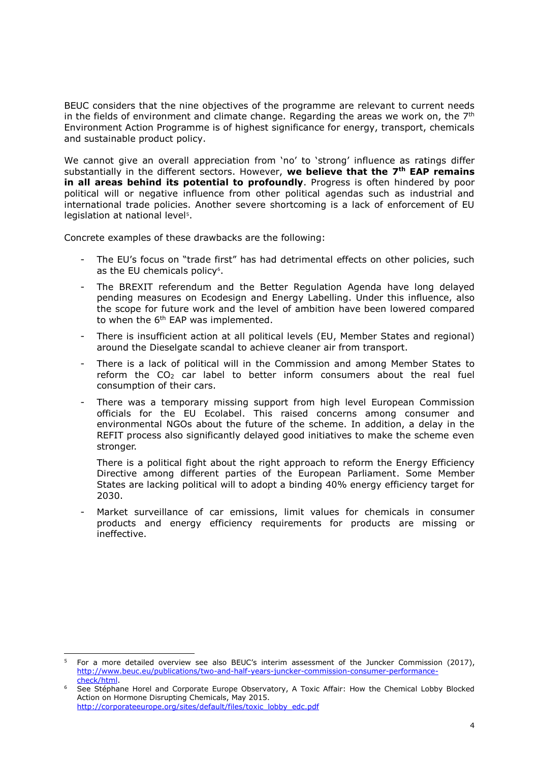BEUC considers that the nine objectives of the programme are relevant to current needs in the fields of environment and climate change. Regarding the areas we work on, the 7th Environment Action Programme is of highest significance for energy, transport, chemicals and sustainable product policy.

We cannot give an overall appreciation from 'no' to 'strong' influence as ratings differ substantially in the different sectors. However, **we believe that the 7th EAP remains in all areas behind its potential to profoundly**. Progress is often hindered by poor political will or negative influence from other political agendas such as industrial and international trade policies. Another severe shortcoming is a lack of enforcement of EU legislation at national level[5].

Concrete examples of these drawbacks are the following:

- The EU's focus on "trade first" has had detrimental effects on other policies, such as the EU chemicals policy[6].
- The BREXIT referendum and the Better Regulation Agenda have long delayed pending measures on Ecodesign and Energy Labelling. Under this influence, also the scope for future work and the level of ambition have been lowered compared to when the 6th EAP was implemented.
- There is insufficient action at all political levels (EU, Member States and regional) around the Dieselgate scandal to achieve cleaner air from transport.
- There is a lack of political will in the Commission and among Member States to reform the $CO_2$ car label to better inform consumers about the real fuel consumption of their cars.
- There was a temporary missing support from high level European Commission officials for the EU Ecolabel. This raised concerns among consumer and environmental NGOs about the future of the scheme. In addition, a delay in the REFIT process also significantly delayed good initiatives to make the scheme even stronger.

  There is a political fight about the right approach to reform the Energy Efficiency Directive among different parties of the European Parliament. Some Member States are lacking political will to adopt a binding 40% energy efficiency target for 2030.
- Market surveillance of car emissions, limit values for chemicals in consumer products and energy efficiency requirements for products are missing or ineffective.

---

[5] For a more detailed overview see also BEUC's interim assessment of the Juncker Commission (2017), http://www.beuc.eu/publications/two-and-half-years-juncker-commission-consumer-performance-check/html.

[6] See Stéphane Horel and Corporate Europe Observatory, A Toxic Affair: How the Chemical Lobby Blocked Action on Hormone Disrupting Chemicals, May 2015. http://corporateeurope.org/sites/default/files/toxic_lobby_edc.pdf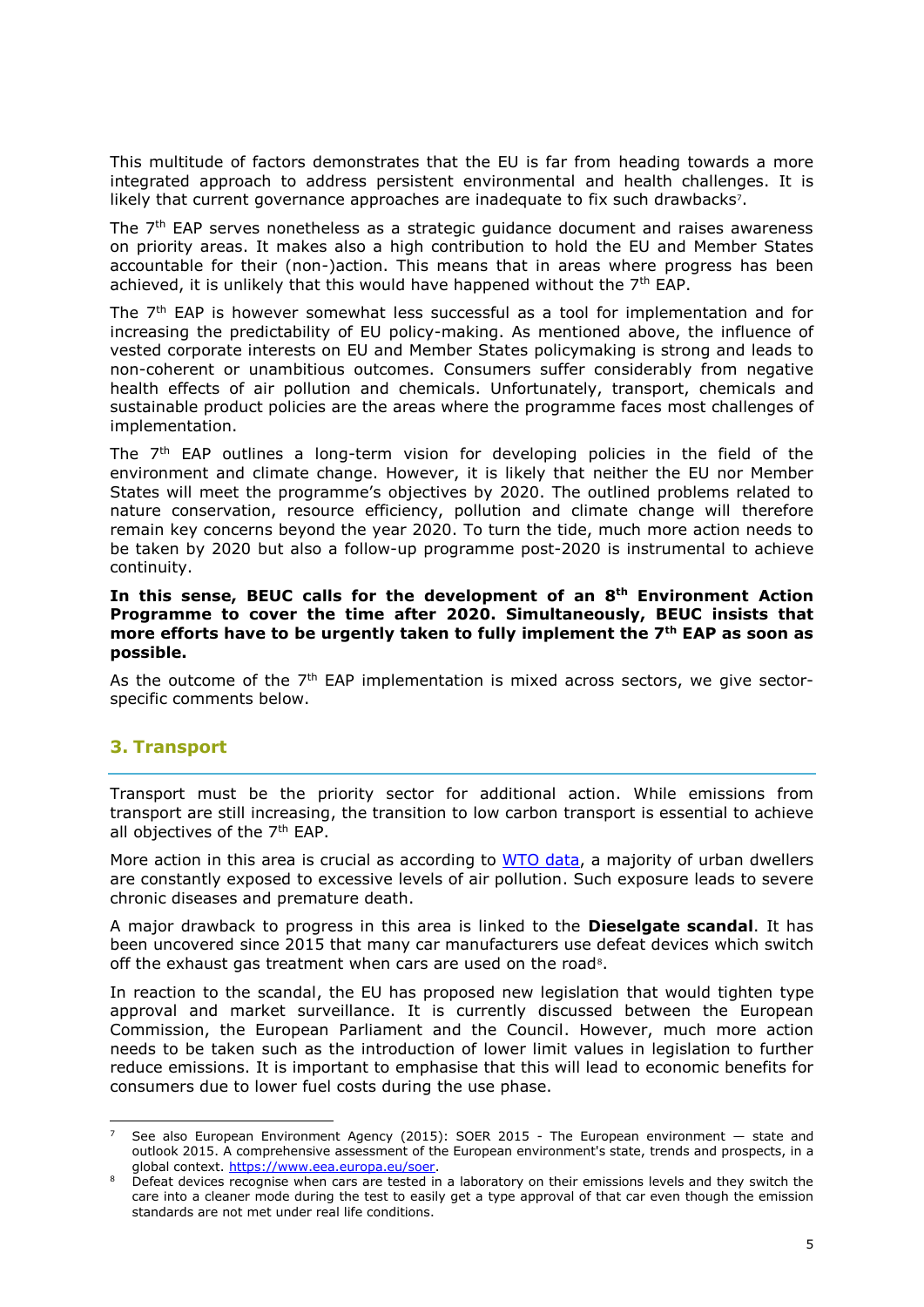This multitude of factors demonstrates that the EU is far from heading towards a more integrated approach to address persistent environmental and health challenges. It is likely that current governance approaches are inadequate to fix such drawbacks[7].

The 7th EAP serves nonetheless as a strategic guidance document and raises awareness on priority areas. It makes also a high contribution to hold the EU and Member States accountable for their (non-)action. This means that in areas where progress has been achieved, it is unlikely that this would have happened without the 7th EAP.

The 7th EAP is however somewhat less successful as a tool for implementation and for increasing the predictability of EU policy-making. As mentioned above, the influence of vested corporate interests on EU and Member States policymaking is strong and leads to non-coherent or unambitious outcomes. Consumers suffer considerably from negative health effects of air pollution and chemicals. Unfortunately, transport, chemicals and sustainable product policies are the areas where the programme faces most challenges of implementation.

The 7th EAP outlines a long-term vision for developing policies in the field of the environment and climate change. However, it is likely that neither the EU nor Member States will meet the programme's objectives by 2020. The outlined problems related to nature conservation, resource efficiency, pollution and climate change will therefore remain key concerns beyond the year 2020. To turn the tide, much more action needs to be taken by 2020 but also a follow-up programme post-2020 is instrumental to achieve continuity.

**In this sense, BEUC calls for the development of an 8th Environment Action Programme to cover the time after 2020. Simultaneously, BEUC insists that more efforts have to be urgently taken to fully implement the 7th EAP as soon as possible.**

As the outcome of the 7th EAP implementation is mixed across sectors, we give sector-specific comments below.

## 3. Transport

Transport must be the priority sector for additional action. While emissions from transport are still increasing, the transition to low carbon transport is essential to achieve all objectives of the 7th EAP.

More action in this area is crucial as according to WTO data, a majority of urban dwellers are constantly exposed to excessive levels of air pollution. Such exposure leads to severe chronic diseases and premature death.

A major drawback to progress in this area is linked to the **Dieselgate scandal**. It has been uncovered since 2015 that many car manufacturers use defeat devices which switch off the exhaust gas treatment when cars are used on the road[8].

In reaction to the scandal, the EU has proposed new legislation that would tighten type approval and market surveillance. It is currently discussed between the European Commission, the European Parliament and the Council. However, much more action needs to be taken such as the introduction of lower limit values in legislation to further reduce emissions. It is important to emphasise that this will lead to economic benefits for consumers due to lower fuel costs during the use phase.

---

[7] See also European Environment Agency (2015): SOER 2015 - The European environment — state and outlook 2015. A comprehensive assessment of the European environment's state, trends and prospects, in a global context. https://www.eea.europa.eu/soer.

[8] Defeat devices recognise when cars are tested in a laboratory on their emissions levels and they switch the care into a cleaner mode during the test to easily get a type approval of that car even though the emission standards are not met under real life conditions.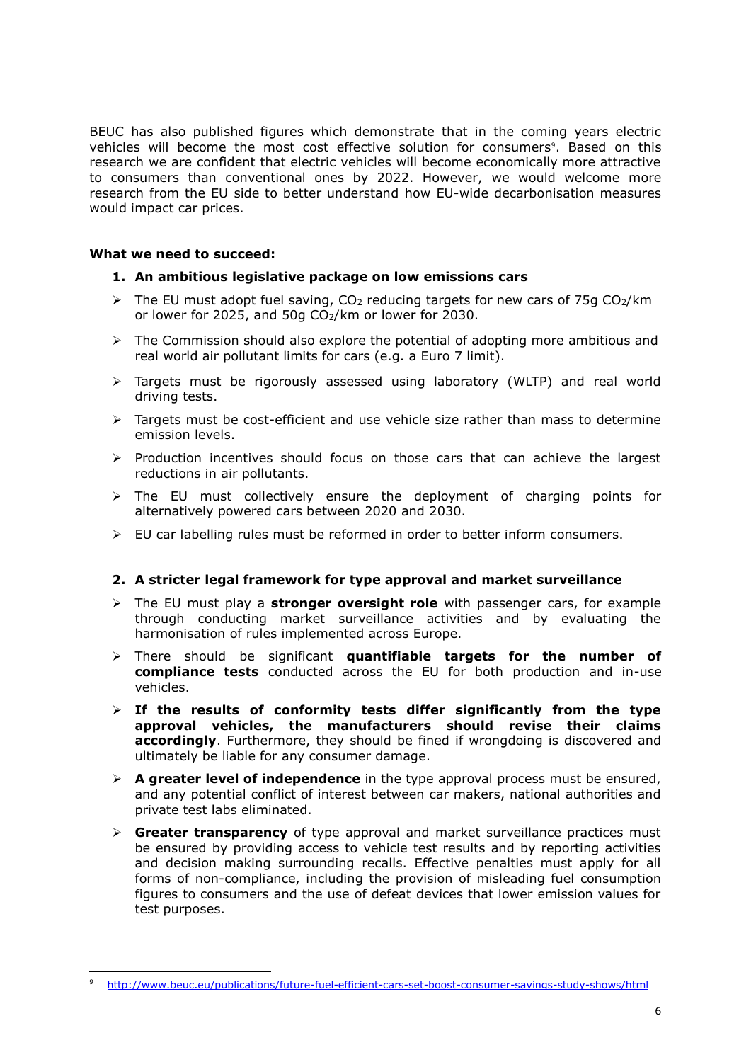BEUC has also published figures which demonstrate that in the coming years electric vehicles will become the most cost effective solution for consumers[9]. Based on this research we are confident that electric vehicles will become economically more attractive to consumers than conventional ones by 2022. However, we would welcome more research from the EU side to better understand how EU-wide decarbonisation measures would impact car prices.

**What we need to succeed:**

1. **An ambitious legislative package on low emissions cars**

- The EU must adopt fuel saving, $CO_2$ reducing targets for new cars of 75g $CO_2$/km or lower for 2025, and 50g $CO_2$/km or lower for 2030.
- The Commission should also explore the potential of adopting more ambitious and real world air pollutant limits for cars (e.g. a Euro 7 limit).
- Targets must be rigorously assessed using laboratory (WLTP) and real world driving tests.
- Targets must be cost-efficient and use vehicle size rather than mass to determine emission levels.
- Production incentives should focus on those cars that can achieve the largest reductions in air pollutants.
- The EU must collectively ensure the deployment of charging points for alternatively powered cars between 2020 and 2030.
- EU car labelling rules must be reformed in order to better inform consumers.

2. **A stricter legal framework for type approval and market surveillance**

- The EU must play a **stronger oversight role** with passenger cars, for example through conducting market surveillance activities and by evaluating the harmonisation of rules implemented across Europe.
- There should be significant **quantifiable targets for the number of compliance tests** conducted across the EU for both production and in-use vehicles.
- **If the results of conformity tests differ significantly from the type approval vehicles, the manufacturers should revise their claims accordingly**. Furthermore, they should be fined if wrongdoing is discovered and ultimately be liable for any consumer damage.
- **A greater level of independence** in the type approval process must be ensured, and any potential conflict of interest between car makers, national authorities and private test labs eliminated.
- **Greater transparency** of type approval and market surveillance practices must be ensured by providing access to vehicle test results and by reporting activities and decision making surrounding recalls. Effective penalties must apply for all forms of non-compliance, including the provision of misleading fuel consumption figures to consumers and the use of defeat devices that lower emission values for test purposes.

---

[9] http://www.beuc.eu/publications/future-fuel-efficient-cars-set-boost-consumer-savings-study-shows/html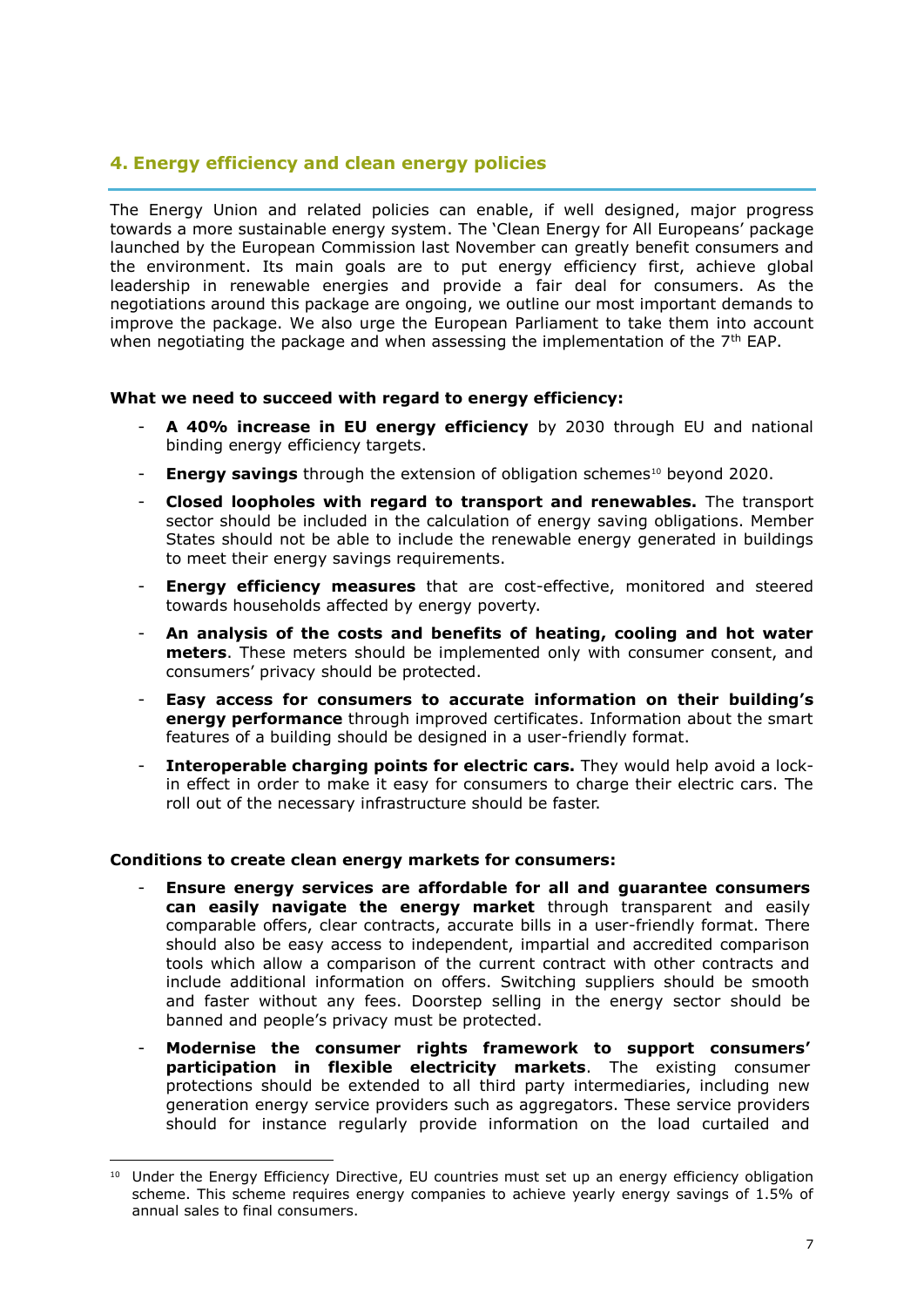## 4. Energy efficiency and clean energy policies

The Energy Union and related policies can enable, if well designed, major progress towards a more sustainable energy system. The 'Clean Energy for All Europeans' package launched by the European Commission last November can greatly benefit consumers and the environment. Its main goals are to put energy efficiency first, achieve global leadership in renewable energies and provide a fair deal for consumers. As the negotiations around this package are ongoing, we outline our most important demands to improve the package. We also urge the European Parliament to take them into account when negotiating the package and when assessing the implementation of the 7th EAP.

**What we need to succeed with regard to energy efficiency:**

- **A 40% increase in EU energy efficiency** by 2030 through EU and national binding energy efficiency targets.
- **Energy savings** through the extension of obligation schemes[10] beyond 2020.
- **Closed loopholes with regard to transport and renewables.** The transport sector should be included in the calculation of energy saving obligations. Member States should not be able to include the renewable energy generated in buildings to meet their energy savings requirements.
- **Energy efficiency measures** that are cost-effective, monitored and steered towards households affected by energy poverty.
- **An analysis of the costs and benefits of heating, cooling and hot water meters**. These meters should be implemented only with consumer consent, and consumers' privacy should be protected.
- **Easy access for consumers to accurate information on their building's energy performance** through improved certificates. Information about the smart features of a building should be designed in a user-friendly format.
- **Interoperable charging points for electric cars.** They would help avoid a lock-in effect in order to make it easy for consumers to charge their electric cars. The roll out of the necessary infrastructure should be faster.

**Conditions to create clean energy markets for consumers:**

- **Ensure energy services are affordable for all and guarantee consumers can easily navigate the energy market** through transparent and easily comparable offers, clear contracts, accurate bills in a user-friendly format. There should also be easy access to independent, impartial and accredited comparison tools which allow a comparison of the current contract with other contracts and include additional information on offers. Switching suppliers should be smooth and faster without any fees. Doorstep selling in the energy sector should be banned and people's privacy must be protected.
- **Modernise the consumer rights framework to support consumers' participation in flexible electricity markets**. The existing consumer protections should be extended to all third party intermediaries, including new generation energy service providers such as aggregators. These service providers should for instance regularly provide information on the load curtailed and

[10] Under the Energy Efficiency Directive, EU countries must set up an energy efficiency obligation scheme. This scheme requires energy companies to achieve yearly energy savings of 1.5% of annual sales to final consumers.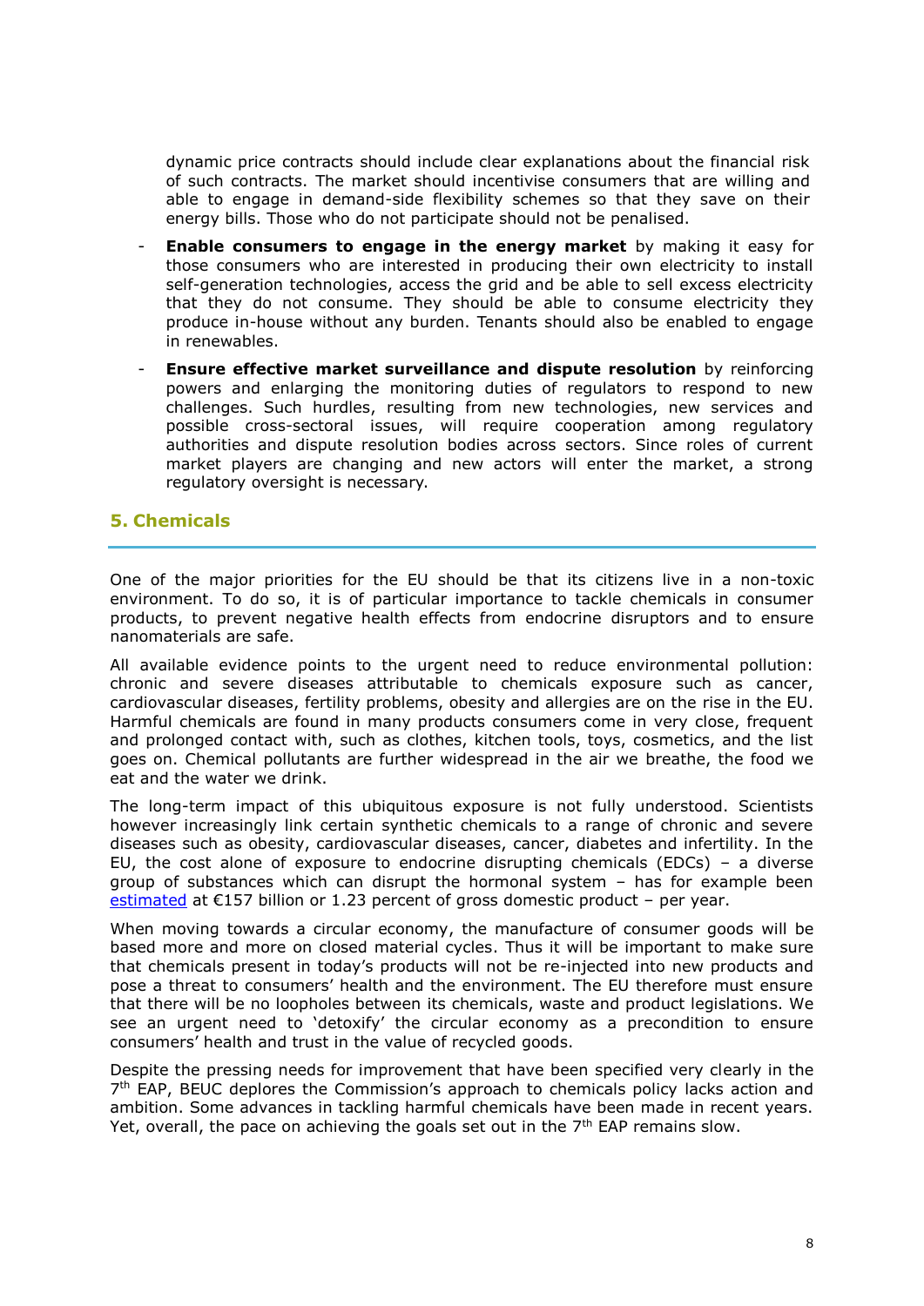dynamic price contracts should include clear explanations about the financial risk of such contracts. The market should incentivise consumers that are willing and able to engage in demand-side flexibility schemes so that they save on their energy bills. Those who do not participate should not be penalised.

- **Enable consumers to engage in the energy market** by making it easy for those consumers who are interested in producing their own electricity to install self-generation technologies, access the grid and be able to sell excess electricity that they do not consume. They should be able to consume electricity they produce in-house without any burden. Tenants should also be enabled to engage in renewables.
- **Ensure effective market surveillance and dispute resolution** by reinforcing powers and enlarging the monitoring duties of regulators to respond to new challenges. Such hurdles, resulting from new technologies, new services and possible cross-sectoral issues, will require cooperation among regulatory authorities and dispute resolution bodies across sectors. Since roles of current market players are changing and new actors will enter the market, a strong regulatory oversight is necessary.

## 5. Chemicals

One of the major priorities for the EU should be that its citizens live in a non-toxic environment. To do so, it is of particular importance to tackle chemicals in consumer products, to prevent negative health effects from endocrine disruptors and to ensure nanomaterials are safe.

All available evidence points to the urgent need to reduce environmental pollution: chronic and severe diseases attributable to chemicals exposure such as cancer, cardiovascular diseases, fertility problems, obesity and allergies are on the rise in the EU. Harmful chemicals are found in many products consumers come in very close, frequent and prolonged contact with, such as clothes, kitchen tools, toys, cosmetics, and the list goes on. Chemical pollutants are further widespread in the air we breathe, the food we eat and the water we drink.

The long-term impact of this ubiquitous exposure is not fully understood. Scientists however increasingly link certain synthetic chemicals to a range of chronic and severe diseases such as obesity, cardiovascular diseases, cancer, diabetes and infertility. In the EU, the cost alone of exposure to endocrine disrupting chemicals (EDCs) – a diverse group of substances which can disrupt the hormonal system – has for example been estimated at €157 billion or 1.23 percent of gross domestic product – per year.

When moving towards a circular economy, the manufacture of consumer goods will be based more and more on closed material cycles. Thus it will be important to make sure that chemicals present in today's products will not be re-injected into new products and pose a threat to consumers' health and the environment. The EU therefore must ensure that there will be no loopholes between its chemicals, waste and product legislations. We see an urgent need to 'detoxify' the circular economy as a precondition to ensure consumers' health and trust in the value of recycled goods.

Despite the pressing needs for improvement that have been specified very clearly in the 7th EAP, BEUC deplores the Commission's approach to chemicals policy lacks action and ambition. Some advances in tackling harmful chemicals have been made in recent years. Yet, overall, the pace on achieving the goals set out in the 7th EAP remains slow.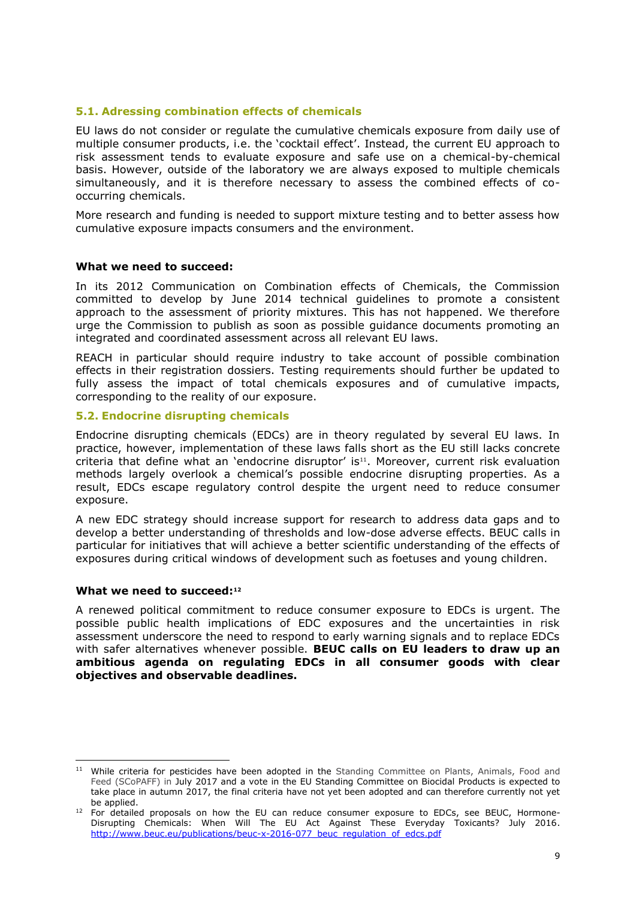### 5.1. Adressing combination effects of chemicals

EU laws do not consider or regulate the cumulative chemicals exposure from daily use of multiple consumer products, i.e. the 'cocktail effect'. Instead, the current EU approach to risk assessment tends to evaluate exposure and safe use on a chemical-by-chemical basis. However, outside of the laboratory we are always exposed to multiple chemicals simultaneously, and it is therefore necessary to assess the combined effects of co-occurring chemicals.

More research and funding is needed to support mixture testing and to better assess how cumulative exposure impacts consumers and the environment.

**What we need to succeed:**

In its 2012 Communication on Combination effects of Chemicals, the Commission committed to develop by June 2014 technical guidelines to promote a consistent approach to the assessment of priority mixtures. This has not happened. We therefore urge the Commission to publish as soon as possible guidance documents promoting an integrated and coordinated assessment across all relevant EU laws.

REACH in particular should require industry to take account of possible combination effects in their registration dossiers. Testing requirements should further be updated to fully assess the impact of total chemicals exposures and of cumulative impacts, corresponding to the reality of our exposure.

### 5.2. Endocrine disrupting chemicals

Endocrine disrupting chemicals (EDCs) are in theory regulated by several EU laws. In practice, however, implementation of these laws falls short as the EU still lacks concrete criteria that define what an 'endocrine disruptor' is[11]. Moreover, current risk evaluation methods largely overlook a chemical's possible endocrine disrupting properties. As a result, EDCs escape regulatory control despite the urgent need to reduce consumer exposure.

A new EDC strategy should increase support for research to address data gaps and to develop a better understanding of thresholds and low-dose adverse effects. BEUC calls in particular for initiatives that will achieve a better scientific understanding of the effects of exposures during critical windows of development such as foetuses and young children.

**What we need to succeed:[12]**

A renewed political commitment to reduce consumer exposure to EDCs is urgent. The possible public health implications of EDC exposures and the uncertainties in risk assessment underscore the need to respond to early warning signals and to replace EDCs with safer alternatives whenever possible. **BEUC calls on EU leaders to draw up an ambitious agenda on regulating EDCs in all consumer goods with clear objectives and observable deadlines.**

---

[11] While criteria for pesticides have been adopted in the Standing Committee on Plants, Animals, Food and Feed (SCoPAFF) in July 2017 and a vote in the EU Standing Committee on Biocidal Products is expected to take place in autumn 2017, the final criteria have not yet been adopted and can therefore currently not yet be applied.

[12] For detailed proposals on how the EU can reduce consumer exposure to EDCs, see BEUC, Hormone-Disrupting Chemicals: When Will The EU Act Against These Everyday Toxicants? July 2016. http://www.beuc.eu/publications/beuc-x-2016-077_beuc_regulation_of_edcs.pdf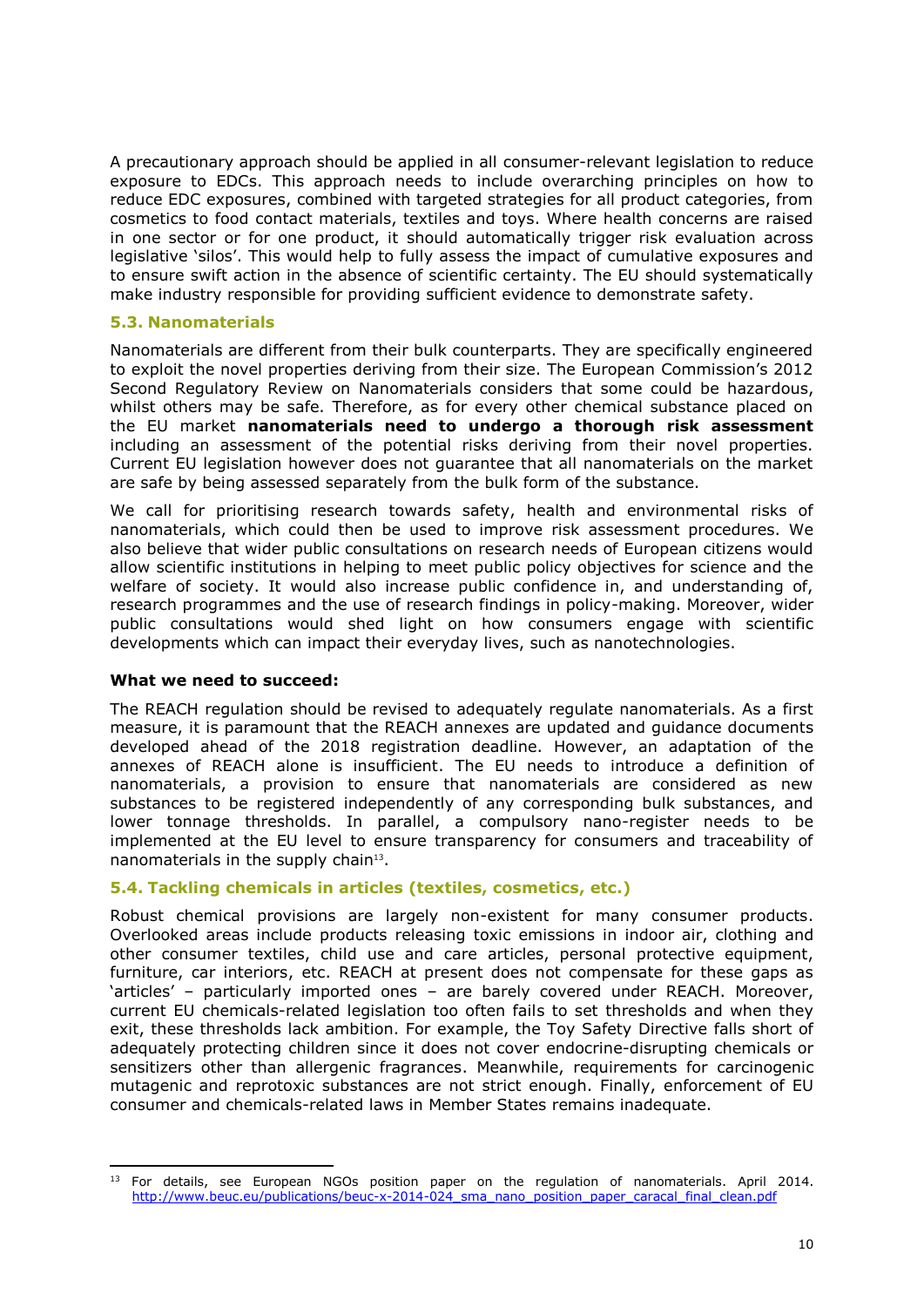A precautionary approach should be applied in all consumer-relevant legislation to reduce exposure to EDCs. This approach needs to include overarching principles on how to reduce EDC exposures, combined with targeted strategies for all product categories, from cosmetics to food contact materials, textiles and toys. Where health concerns are raised in one sector or for one product, it should automatically trigger risk evaluation across legislative 'silos'. This would help to fully assess the impact of cumulative exposures and to ensure swift action in the absence of scientific certainty. The EU should systematically make industry responsible for providing sufficient evidence to demonstrate safety.

### 5.3. Nanomaterials

Nanomaterials are different from their bulk counterparts. They are specifically engineered to exploit the novel properties deriving from their size. The European Commission's 2012 Second Regulatory Review on Nanomaterials considers that some could be hazardous, whilst others may be safe. Therefore, as for every other chemical substance placed on the EU market **nanomaterials need to undergo a thorough risk assessment** including an assessment of the potential risks deriving from their novel properties. Current EU legislation however does not guarantee that all nanomaterials on the market are safe by being assessed separately from the bulk form of the substance.

We call for prioritising research towards safety, health and environmental risks of nanomaterials, which could then be used to improve risk assessment procedures. We also believe that wider public consultations on research needs of European citizens would allow scientific institutions in helping to meet public policy objectives for science and the welfare of society. It would also increase public confidence in, and understanding of, research programmes and the use of research findings in policy-making. Moreover, wider public consultations would shed light on how consumers engage with scientific developments which can impact their everyday lives, such as nanotechnologies.

**What we need to succeed:**

The REACH regulation should be revised to adequately regulate nanomaterials. As a first measure, it is paramount that the REACH annexes are updated and guidance documents developed ahead of the 2018 registration deadline. However, an adaptation of the annexes of REACH alone is insufficient. The EU needs to introduce a definition of nanomaterials, a provision to ensure that nanomaterials are considered as new substances to be registered independently of any corresponding bulk substances, and lower tonnage thresholds. In parallel, a compulsory nano-register needs to be implemented at the EU level to ensure transparency for consumers and traceability of nanomaterials in the supply chain[13].

### 5.4. Tackling chemicals in articles (textiles, cosmetics, etc.)

Robust chemical provisions are largely non-existent for many consumer products. Overlooked areas include products releasing toxic emissions in indoor air, clothing and other consumer textiles, child use and care articles, personal protective equipment, furniture, car interiors, etc. REACH at present does not compensate for these gaps as 'articles' – particularly imported ones – are barely covered under REACH. Moreover, current EU chemicals-related legislation too often fails to set thresholds and when they exit, these thresholds lack ambition. For example, the Toy Safety Directive falls short of adequately protecting children since it does not cover endocrine-disrupting chemicals or sensitizers other than allergenic fragrances. Meanwhile, requirements for carcinogenic mutagenic and reprotoxic substances are not strict enough. Finally, enforcement of EU consumer and chemicals-related laws in Member States remains inadequate.

---

[13] For details, see European NGOs position paper on the regulation of nanomaterials. April 2014. http://www.beuc.eu/publications/beuc-x-2014-024_sma_nano_position_paper_caracal_final_clean.pdf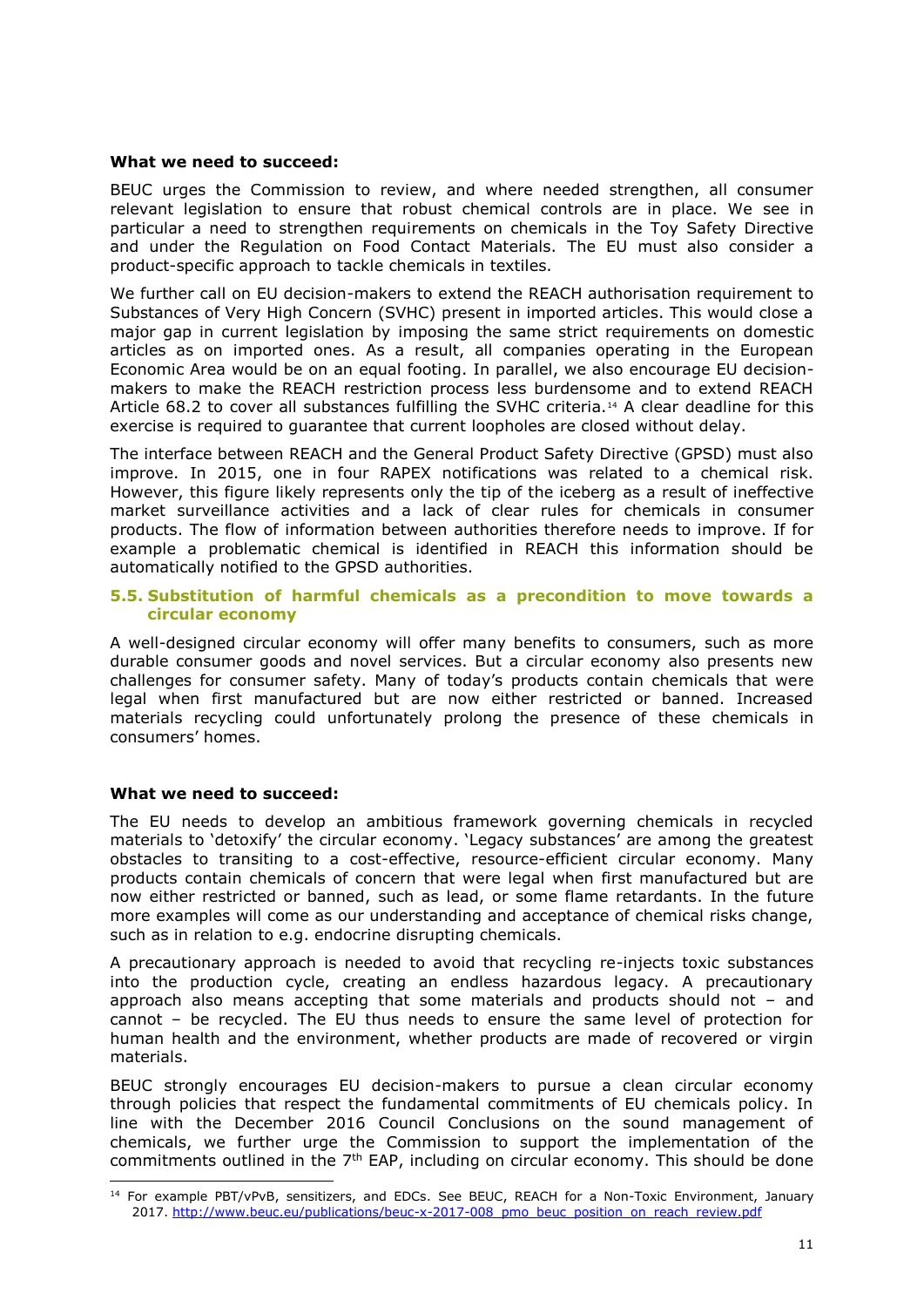**What we need to succeed:**

BEUC urges the Commission to review, and where needed strengthen, all consumer relevant legislation to ensure that robust chemical controls are in place. We see in particular a need to strengthen requirements on chemicals in the Toy Safety Directive and under the Regulation on Food Contact Materials. The EU must also consider a product-specific approach to tackle chemicals in textiles.

We further call on EU decision-makers to extend the REACH authorisation requirement to Substances of Very High Concern (SVHC) present in imported articles. This would close a major gap in current legislation by imposing the same strict requirements on domestic articles as on imported ones. As a result, all companies operating in the European Economic Area would be on an equal footing. In parallel, we also encourage EU decision-makers to make the REACH restriction process less burdensome and to extend REACH Article 68.2 to cover all substances fulfilling the SVHC criteria.[14] A clear deadline for this exercise is required to guarantee that current loopholes are closed without delay.

The interface between REACH and the General Product Safety Directive (GPSD) must also improve. In 2015, one in four RAPEX notifications was related to a chemical risk. However, this figure likely represents only the tip of the iceberg as a result of ineffective market surveillance activities and a lack of clear rules for chemicals in consumer products. The flow of information between authorities therefore needs to improve. If for example a problematic chemical is identified in REACH this information should be automatically notified to the GPSD authorities.

## 5.5. Substitution of harmful chemicals as a precondition to move towards a circular economy

A well-designed circular economy will offer many benefits to consumers, such as more durable consumer goods and novel services. But a circular economy also presents new challenges for consumer safety. Many of today's products contain chemicals that were legal when first manufactured but are now either restricted or banned. Increased materials recycling could unfortunately prolong the presence of these chemicals in consumers' homes.

**What we need to succeed:**

The EU needs to develop an ambitious framework governing chemicals in recycled materials to 'detoxify' the circular economy. 'Legacy substances' are among the greatest obstacles to transiting to a cost-effective, resource-efficient circular economy. Many products contain chemicals of concern that were legal when first manufactured but are now either restricted or banned, such as lead, or some flame retardants. In the future more examples will come as our understanding and acceptance of chemical risks change, such as in relation to e.g. endocrine disrupting chemicals.

A precautionary approach is needed to avoid that recycling re-injects toxic substances into the production cycle, creating an endless hazardous legacy. A precautionary approach also means accepting that some materials and products should not – and cannot – be recycled. The EU thus needs to ensure the same level of protection for human health and the environment, whether products are made of recovered or virgin materials.

BEUC strongly encourages EU decision-makers to pursue a clean circular economy through policies that respect the fundamental commitments of EU chemicals policy. In line with the December 2016 Council Conclusions on the sound management of chemicals, we further urge the Commission to support the implementation of the commitments outlined in the 7th EAP, including on circular economy. This should be done

[14] For example PBT/vPvB, sensitizers, and EDCs. See BEUC, REACH for a Non-Toxic Environment, January 2017. http://www.beuc.eu/publications/beuc-x-2017-008_pmo_beuc_position_on_reach_review.pdf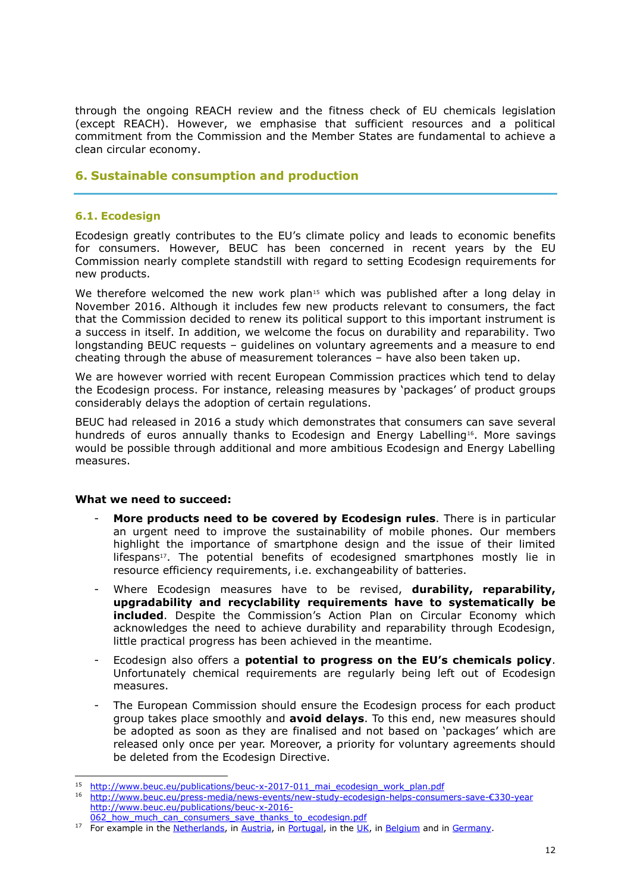through the ongoing REACH review and the fitness check of EU chemicals legislation (except REACH). However, we emphasise that sufficient resources and a political commitment from the Commission and the Member States are fundamental to achieve a clean circular economy.

## 6. Sustainable consumption and production

### 6.1. Ecodesign

Ecodesign greatly contributes to the EU's climate policy and leads to economic benefits for consumers. However, BEUC has been concerned in recent years by the EU Commission nearly complete standstill with regard to setting Ecodesign requirements for new products.

We therefore welcomed the new work plan[15] which was published after a long delay in November 2016. Although it includes few new products relevant to consumers, the fact that the Commission decided to renew its political support to this important instrument is a success in itself. In addition, we welcome the focus on durability and reparability. Two longstanding BEUC requests – guidelines on voluntary agreements and a measure to end cheating through the abuse of measurement tolerances – have also been taken up.

We are however worried with recent European Commission practices which tend to delay the Ecodesign process. For instance, releasing measures by 'packages' of product groups considerably delays the adoption of certain regulations.

BEUC had released in 2016 a study which demonstrates that consumers can save several hundreds of euros annually thanks to Ecodesign and Energy Labelling[16]. More savings would be possible through additional and more ambitious Ecodesign and Energy Labelling measures.

**What we need to succeed:**

- **More products need to be covered by Ecodesign rules**. There is in particular an urgent need to improve the sustainability of mobile phones. Our members highlight the importance of smartphone design and the issue of their limited lifespans[17]. The potential benefits of ecodesigned smartphones mostly lie in resource efficiency requirements, i.e. exchangeability of batteries.
- Where Ecodesign measures have to be revised, **durability, reparability, upgradability and recyclability requirements have to systematically be included**. Despite the Commission's Action Plan on Circular Economy which acknowledges the need to achieve durability and reparability through Ecodesign, little practical progress has been achieved in the meantime.
- Ecodesign also offers a **potential to progress on the EU's chemicals policy**. Unfortunately chemical requirements are regularly being left out of Ecodesign measures.
- The European Commission should ensure the Ecodesign process for each product group takes place smoothly and **avoid delays**. To this end, new measures should be adopted as soon as they are finalised and not based on 'packages' which are released only once per year. Moreover, a priority for voluntary agreements should be deleted from the Ecodesign Directive.

---

[15] http://www.beuc.eu/publications/beuc-x-2017-011_mai_ecodesign_work_plan.pdf

[16] http://www.beuc.eu/press-media/news-events/new-study-ecodesign-helps-consumers-save-€330-year http://www.beuc.eu/publications/beuc-x-2016-062_how_much_can_consumers_save_thanks_to_ecodesign.pdf

[17] For example in the Netherlands, in Austria, in Portugal, in the UK, in Belgium and in Germany.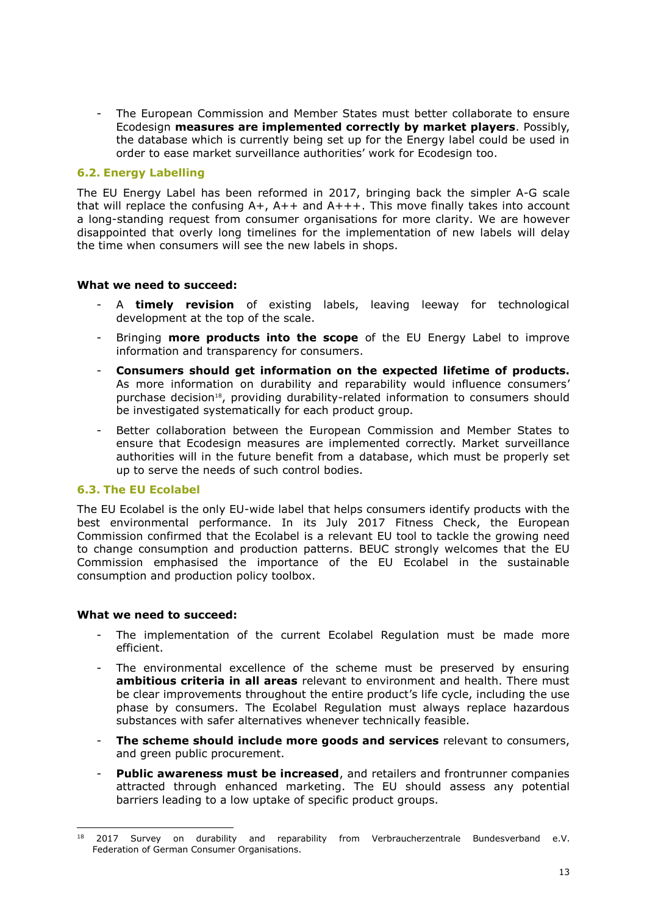- The European Commission and Member States must better collaborate to ensure Ecodesign **measures are implemented correctly by market players**. Possibly, the database which is currently being set up for the Energy label could be used in order to ease market surveillance authorities' work for Ecodesign too.

### 6.2. Energy Labelling

The EU Energy Label has been reformed in 2017, bringing back the simpler A-G scale that will replace the confusing A+, A++ and A+++. This move finally takes into account a long-standing request from consumer organisations for more clarity. We are however disappointed that overly long timelines for the implementation of new labels will delay the time when consumers will see the new labels in shops.

**What we need to succeed:**

- A **timely revision** of existing labels, leaving leeway for technological development at the top of the scale.
- Bringing **more products into the scope** of the EU Energy Label to improve information and transparency for consumers.
- **Consumers should get information on the expected lifetime of products.** As more information on durability and reparability would influence consumers' purchase decision[18], providing durability-related information to consumers should be investigated systematically for each product group.
- Better collaboration between the European Commission and Member States to ensure that Ecodesign measures are implemented correctly. Market surveillance authorities will in the future benefit from a database, which must be properly set up to serve the needs of such control bodies.

### 6.3. The EU Ecolabel

The EU Ecolabel is the only EU-wide label that helps consumers identify products with the best environmental performance. In its July 2017 Fitness Check, the European Commission confirmed that the Ecolabel is a relevant EU tool to tackle the growing need to change consumption and production patterns. BEUC strongly welcomes that the EU Commission emphasised the importance of the EU Ecolabel in the sustainable consumption and production policy toolbox.

**What we need to succeed:**

- The implementation of the current Ecolabel Regulation must be made more efficient.
- The environmental excellence of the scheme must be preserved by ensuring **ambitious criteria in all areas** relevant to environment and health. There must be clear improvements throughout the entire product's life cycle, including the use phase by consumers. The Ecolabel Regulation must always replace hazardous substances with safer alternatives whenever technically feasible.
- **The scheme should include more goods and services** relevant to consumers, and green public procurement.
- **Public awareness must be increased**, and retailers and frontrunner companies attracted through enhanced marketing. The EU should assess any potential barriers leading to a low uptake of specific product groups.

[18] 2017 Survey on durability and reparability from Verbraucherzentrale Bundesverband e.V. Federation of German Consumer Organisations.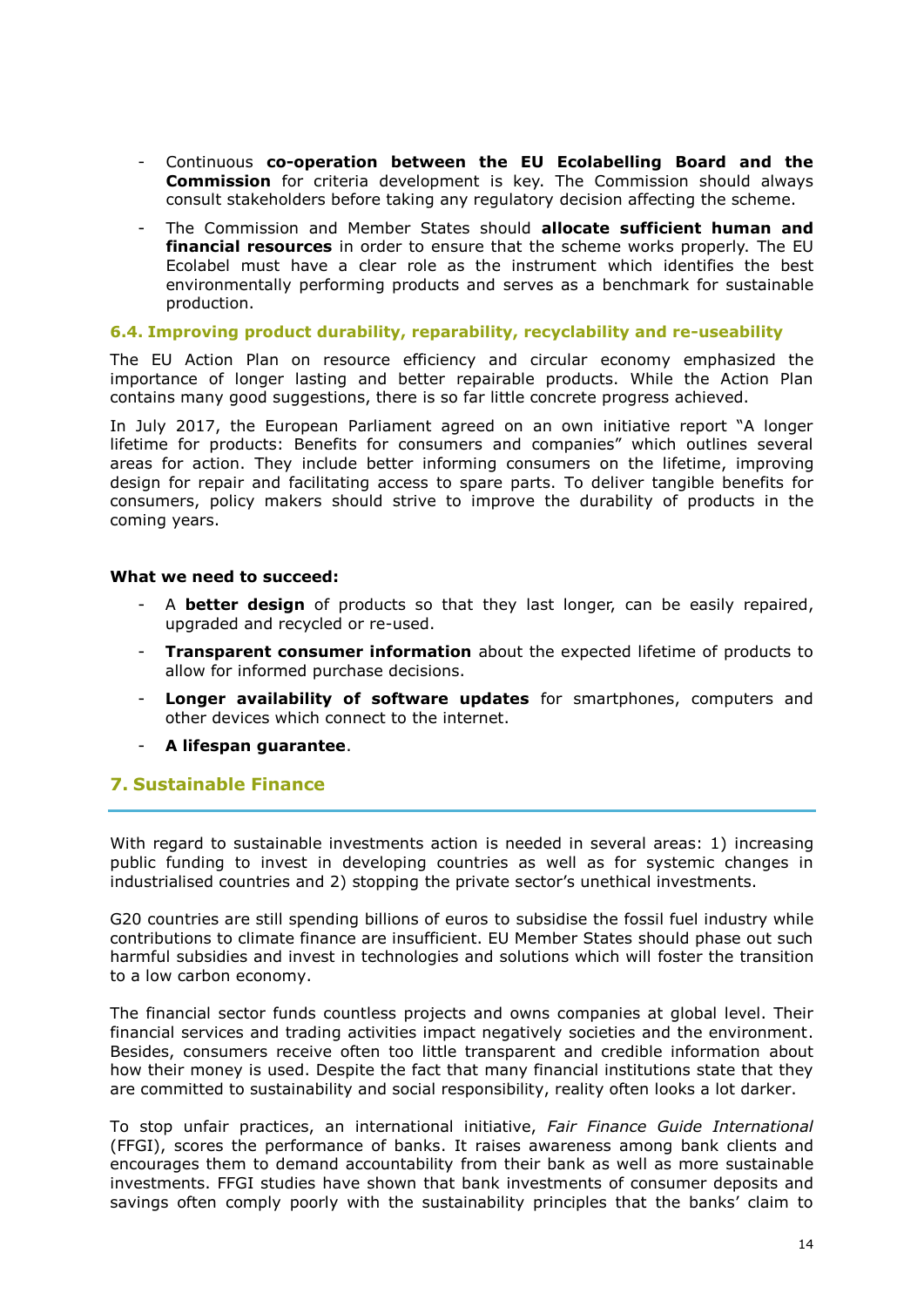- Continuous **co-operation between the EU Ecolabelling Board and the Commission** for criteria development is key. The Commission should always consult stakeholders before taking any regulatory decision affecting the scheme.
- The Commission and Member States should **allocate sufficient human and financial resources** in order to ensure that the scheme works properly. The EU Ecolabel must have a clear role as the instrument which identifies the best environmentally performing products and serves as a benchmark for sustainable production.

### 6.4. Improving product durability, reparability, recyclability and re-useability

The EU Action Plan on resource efficiency and circular economy emphasized the importance of longer lasting and better repairable products. While the Action Plan contains many good suggestions, there is so far little concrete progress achieved.

In July 2017, the European Parliament agreed on an own initiative report "A longer lifetime for products: Benefits for consumers and companies" which outlines several areas for action. They include better informing consumers on the lifetime, improving design for repair and facilitating access to spare parts. To deliver tangible benefits for consumers, policy makers should strive to improve the durability of products in the coming years.

**What we need to succeed:**

- A **better design** of products so that they last longer, can be easily repaired, upgraded and recycled or re-used.
- **Transparent consumer information** about the expected lifetime of products to allow for informed purchase decisions.
- **Longer availability of software updates** for smartphones, computers and other devices which connect to the internet.
- **A lifespan guarantee**.

## 7. Sustainable Finance

With regard to sustainable investments action is needed in several areas: 1) increasing public funding to invest in developing countries as well as for systemic changes in industrialised countries and 2) stopping the private sector's unethical investments.

G20 countries are still spending billions of euros to subsidise the fossil fuel industry while contributions to climate finance are insufficient. EU Member States should phase out such harmful subsidies and invest in technologies and solutions which will foster the transition to a low carbon economy.

The financial sector funds countless projects and owns companies at global level. Their financial services and trading activities impact negatively societies and the environment. Besides, consumers receive often too little transparent and credible information about how their money is used. Despite the fact that many financial institutions state that they are committed to sustainability and social responsibility, reality often looks a lot darker.

To stop unfair practices, an international initiative, *Fair Finance Guide International* (FFGI), scores the performance of banks. It raises awareness among bank clients and encourages them to demand accountability from their bank as well as more sustainable investments. FFGI studies have shown that bank investments of consumer deposits and savings often comply poorly with the sustainability principles that the banks' claim to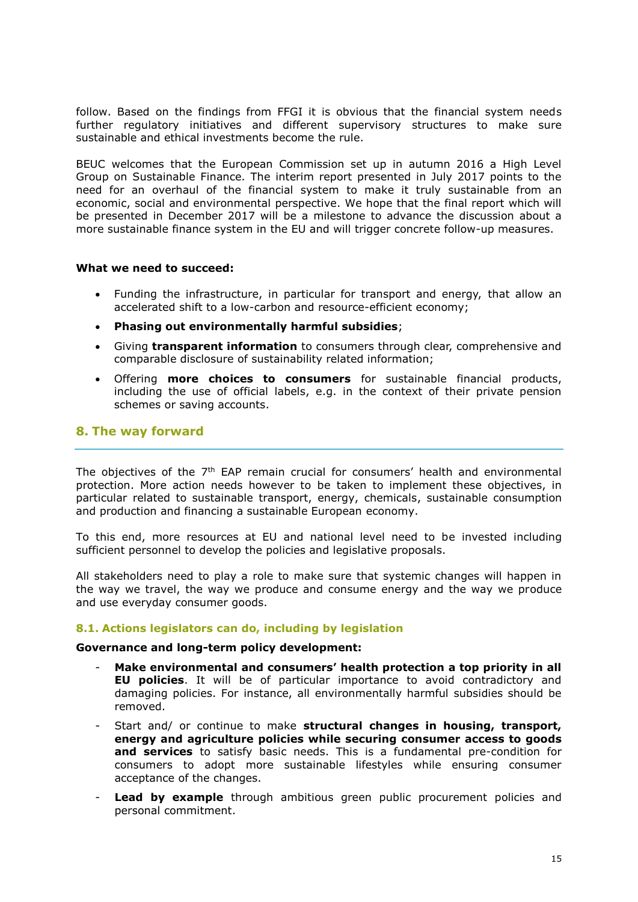follow. Based on the findings from FFGI it is obvious that the financial system needs further regulatory initiatives and different supervisory structures to make sure sustainable and ethical investments become the rule.

BEUC welcomes that the European Commission set up in autumn 2016 a High Level Group on Sustainable Finance. The interim report presented in July 2017 points to the need for an overhaul of the financial system to make it truly sustainable from an economic, social and environmental perspective. We hope that the final report which will be presented in December 2017 will be a milestone to advance the discussion about a more sustainable finance system in the EU and will trigger concrete follow-up measures.

**What we need to succeed:**

- Funding the infrastructure, in particular for transport and energy, that allow an accelerated shift to a low-carbon and resource-efficient economy;
- **Phasing out environmentally harmful subsidies**;
- Giving **transparent information** to consumers through clear, comprehensive and comparable disclosure of sustainability related information;
- Offering **more choices to consumers** for sustainable financial products, including the use of official labels, e.g. in the context of their private pension schemes or saving accounts.

## 8. The way forward

The objectives of the 7th EAP remain crucial for consumers' health and environmental protection. More action needs however to be taken to implement these objectives, in particular related to sustainable transport, energy, chemicals, sustainable consumption and production and financing a sustainable European economy.

To this end, more resources at EU and national level need to be invested including sufficient personnel to develop the policies and legislative proposals.

All stakeholders need to play a role to make sure that systemic changes will happen in the way we travel, the way we produce and consume energy and the way we produce and use everyday consumer goods.

### 8.1. Actions legislators can do, including by legislation

**Governance and long-term policy development:**

- **Make environmental and consumers' health protection a top priority in all EU policies**. It will be of particular importance to avoid contradictory and damaging policies. For instance, all environmentally harmful subsidies should be removed.
- Start and/ or continue to make **structural changes in housing, transport, energy and agriculture policies while securing consumer access to goods and services** to satisfy basic needs. This is a fundamental pre-condition for consumers to adopt more sustainable lifestyles while ensuring consumer acceptance of the changes.
- **Lead by example** through ambitious green public procurement policies and personal commitment.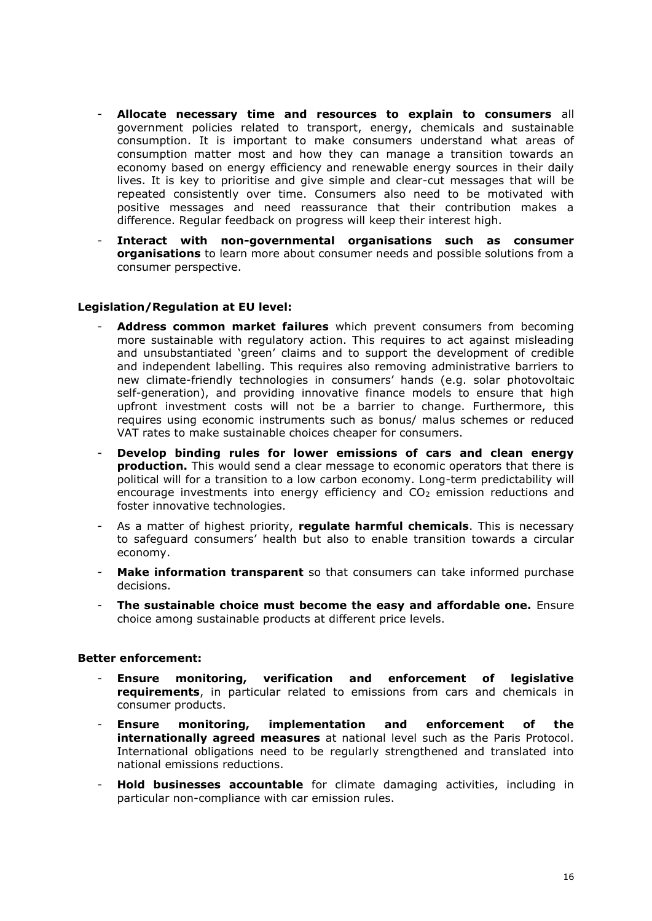- **Allocate necessary time and resources to explain to consumers** all government policies related to transport, energy, chemicals and sustainable consumption. It is important to make consumers understand what areas of consumption matter most and how they can manage a transition towards an economy based on energy efficiency and renewable energy sources in their daily lives. It is key to prioritise and give simple and clear-cut messages that will be repeated consistently over time. Consumers also need to be motivated with positive messages and need reassurance that their contribution makes a difference. Regular feedback on progress will keep their interest high.
- **Interact with non-governmental organisations such as consumer organisations** to learn more about consumer needs and possible solutions from a consumer perspective.

**Legislation/Regulation at EU level:**

- **Address common market failures** which prevent consumers from becoming more sustainable with regulatory action. This requires to act against misleading and unsubstantiated 'green' claims and to support the development of credible and independent labelling. This requires also removing administrative barriers to new climate-friendly technologies in consumers' hands (e.g. solar photovoltaic self-generation), and providing innovative finance models to ensure that high upfront investment costs will not be a barrier to change. Furthermore, this requires using economic instruments such as bonus/ malus schemes or reduced VAT rates to make sustainable choices cheaper for consumers.
- **Develop binding rules for lower emissions of cars and clean energy production.** This would send a clear message to economic operators that there is political will for a transition to a low carbon economy. Long-term predictability will encourage investments into energy efficiency and $CO_2$ emission reductions and foster innovative technologies.
- As a matter of highest priority, **regulate harmful chemicals**. This is necessary to safeguard consumers' health but also to enable transition towards a circular economy.
- **Make information transparent** so that consumers can take informed purchase decisions.
- **The sustainable choice must become the easy and affordable one.** Ensure choice among sustainable products at different price levels.

**Better enforcement:**

- **Ensure monitoring, verification and enforcement of legislative requirements**, in particular related to emissions from cars and chemicals in consumer products.
- **Ensure monitoring, implementation and enforcement of the internationally agreed measures** at national level such as the Paris Protocol. International obligations need to be regularly strengthened and translated into national emissions reductions.
- **Hold businesses accountable** for climate damaging activities, including in particular non-compliance with car emission rules.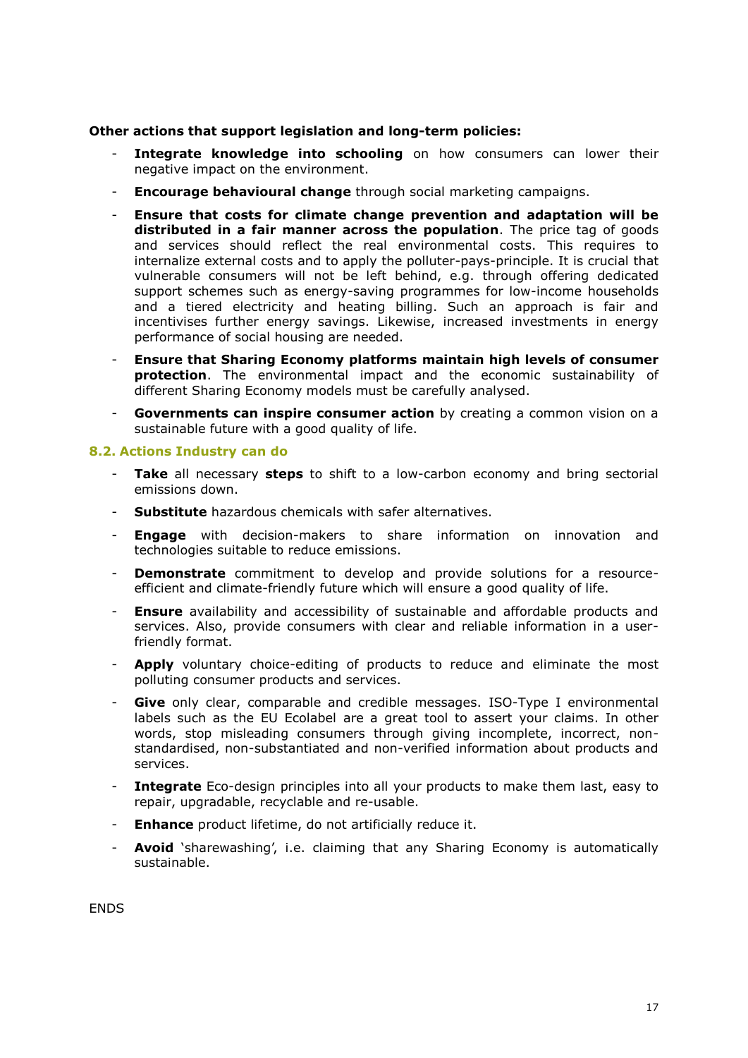**Other actions that support legislation and long-term policies:**

- **Integrate knowledge into schooling** on how consumers can lower their negative impact on the environment.
- **Encourage behavioural change** through social marketing campaigns.
- **Ensure that costs for climate change prevention and adaptation will be distributed in a fair manner across the population**. The price tag of goods and services should reflect the real environmental costs. This requires to internalize external costs and to apply the polluter-pays-principle. It is crucial that vulnerable consumers will not be left behind, e.g. through offering dedicated support schemes such as energy-saving programmes for low-income households and a tiered electricity and heating billing. Such an approach is fair and incentivises further energy savings. Likewise, increased investments in energy performance of social housing are needed.
- **Ensure that Sharing Economy platforms maintain high levels of consumer protection**. The environmental impact and the economic sustainability of different Sharing Economy models must be carefully analysed.
- **Governments can inspire consumer action** by creating a common vision on a sustainable future with a good quality of life.

### 8.2. Actions Industry can do

- **Take** all necessary **steps** to shift to a low-carbon economy and bring sectorial emissions down.
- **Substitute** hazardous chemicals with safer alternatives.
- **Engage** with decision-makers to share information on innovation and technologies suitable to reduce emissions.
- **Demonstrate** commitment to develop and provide solutions for a resource-efficient and climate-friendly future which will ensure a good quality of life.
- **Ensure** availability and accessibility of sustainable and affordable products and services. Also, provide consumers with clear and reliable information in a user-friendly format.
- **Apply** voluntary choice-editing of products to reduce and eliminate the most polluting consumer products and services.
- **Give** only clear, comparable and credible messages. ISO-Type I environmental labels such as the EU Ecolabel are a great tool to assert your claims. In other words, stop misleading consumers through giving incomplete, incorrect, non-standardised, non-substantiated and non-verified information about products and services.
- **Integrate** Eco-design principles into all your products to make them last, easy to repair, upgradable, recyclable and re-usable.
- **Enhance** product lifetime, do not artificially reduce it.
- **Avoid** 'sharewashing', i.e. claiming that any Sharing Economy is automatically sustainable.

ENDS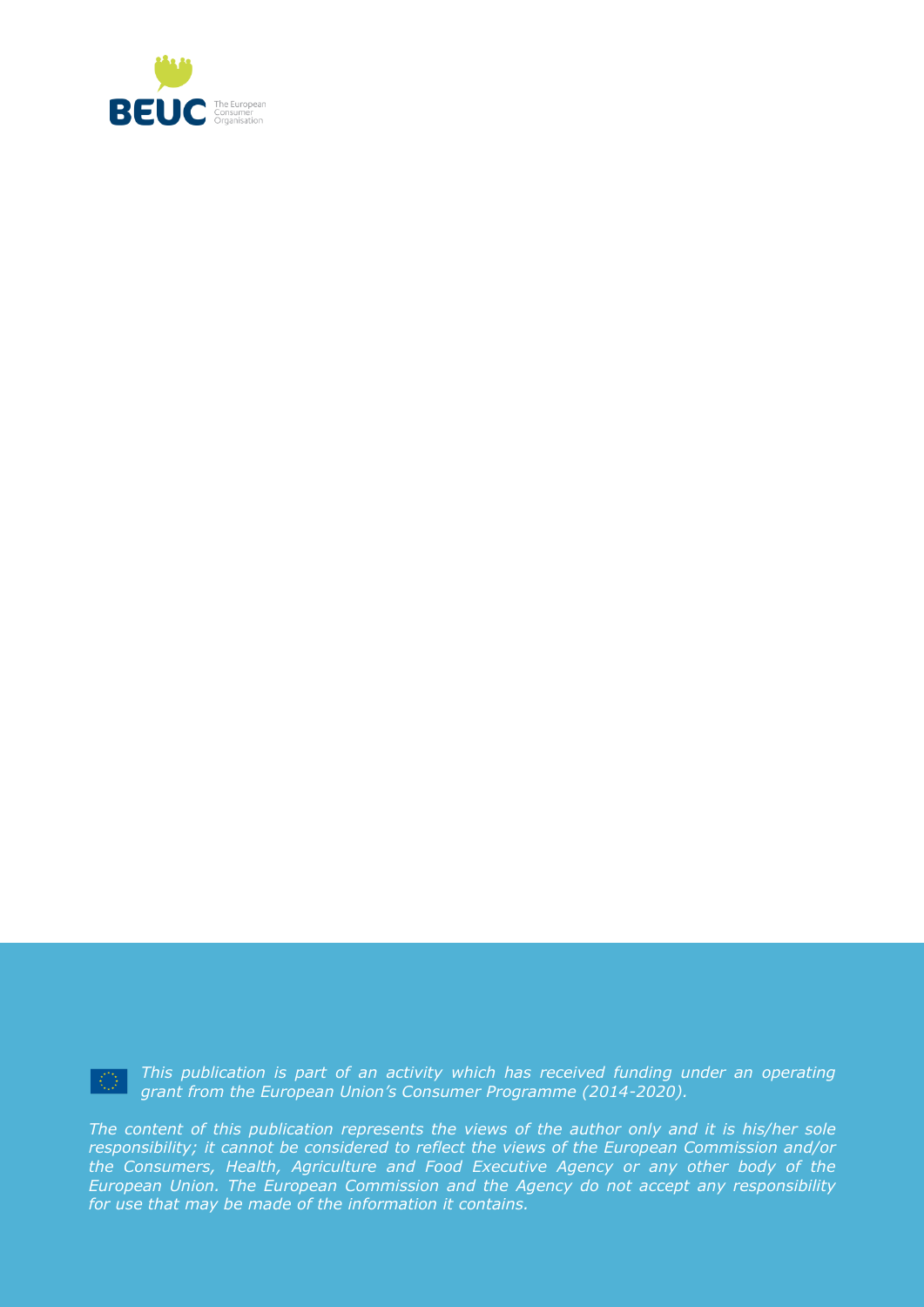*This publication is part of an activity which has received funding under an operating grant from the European Union's Consumer Programme (2014-2020).*

*The content of this publication represents the views of the author only and it is his/her sole responsibility; it cannot be considered to reflect the views of the European Commission and/or the Consumers, Health, Agriculture and Food Executive Agency or any other body of the European Union. The European Commission and the Agency do not accept any responsibility for use that may be made of the information it contains.*